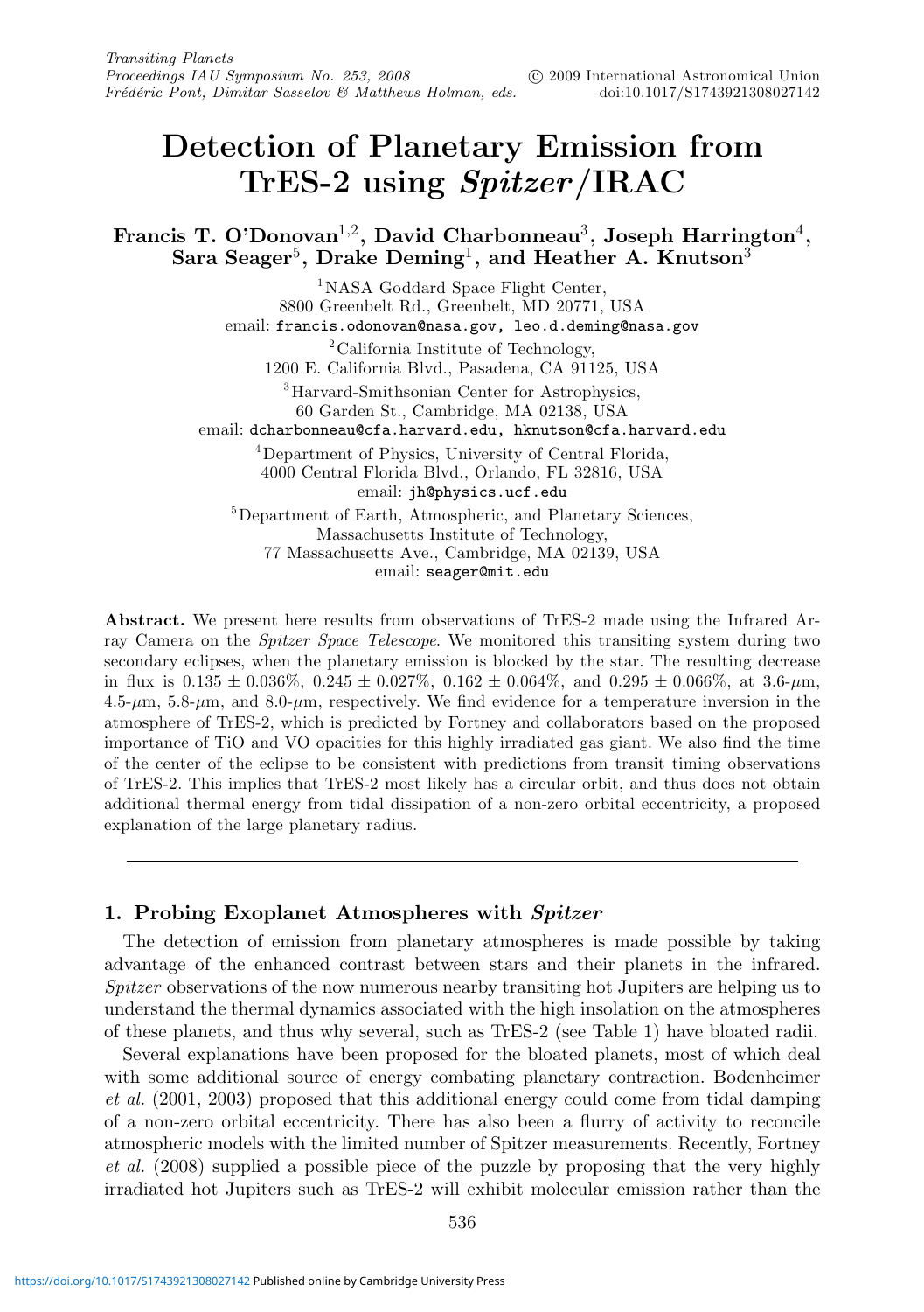# Detection of Planetary Emission from TrES-2 using *Spitzer*/IRAC

**Francis T. O'Donovan[1,2], David Charbonneau[3], Joseph Harrington[4], Sara Seager[5], Drake Deming[1], and Heather A. Knutson[3]**

[1]NASA Goddard Space Flight Center,
8800 Greenbelt Rd., Greenbelt, MD 20771, USA
email: francis.odonovan@nasa.gov, leo.d.deming@nasa.gov

[2]California Institute of Technology,
1200 E. California Blvd., Pasadena, CA 91125, USA

[3]Harvard-Smithsonian Center for Astrophysics,
60 Garden St., Cambridge, MA 02138, USA
email: dcharbonneau@cfa.harvard.edu, hknutson@cfa.harvard.edu

[4]Department of Physics, University of Central Florida,
4000 Central Florida Blvd., Orlando, FL 32816, USA
email: jh@physics.ucf.edu

[5]Department of Earth, Atmospheric, and Planetary Sciences,
Massachusetts Institute of Technology,
77 Massachusetts Ave., Cambridge, MA 02139, USA
email: seager@mit.edu

**Abstract.** We present here results from observations of TrES-2 made using the Infrared Array Camera on the *Spitzer Space Telescope*. We monitored this transiting system during two secondary eclipses, when the planetary emission is blocked by the star. The resulting decrease in flux is $0.135 \pm 0.036\%$, $0.245 \pm 0.027\%$, $0.162 \pm 0.064\%$, and $0.295 \pm 0.066\%$, at 3.6-$\mu$m, 4.5-$\mu$m, 5.8-$\mu$m, and 8.0-$\mu$m, respectively. We find evidence for a temperature inversion in the atmosphere of TrES-2, which is predicted by Fortney and collaborators based on the proposed importance of TiO and VO opacities for this highly irradiated gas giant. We also find the time of the center of the eclipse to be consistent with predictions from transit timing observations of TrES-2. This implies that TrES-2 most likely has a circular orbit, and thus does not obtain additional thermal energy from tidal dissipation of a non-zero orbital eccentricity, a proposed explanation of the large planetary radius.

---

## 1. Probing Exoplanet Atmospheres with *Spitzer*

The detection of emission from planetary atmospheres is made possible by taking advantage of the enhanced contrast between stars and their planets in the infrared. *Spitzer* observations of the now numerous nearby transiting hot Jupiters are helping us to understand the thermal dynamics associated with the high insolation on the atmospheres of these planets, and thus why several, such as TrES-2 (see Table 1) have bloated radii.

Several explanations have been proposed for the bloated planets, most of which deal with some additional source of energy combating planetary contraction. Bodenheimer *et al.* (2001, 2003) proposed that this additional energy could come from tidal damping of a non-zero orbital eccentricity. There has also been a flurry of activity to reconcile atmospheric models with the limited number of Spitzer measurements. Recently, Fortney *et al.* (2008) supplied a possible piece of the puzzle by proposing that the very highly irradiated hot Jupiters such as TrES-2 will exhibit molecular emission rather than the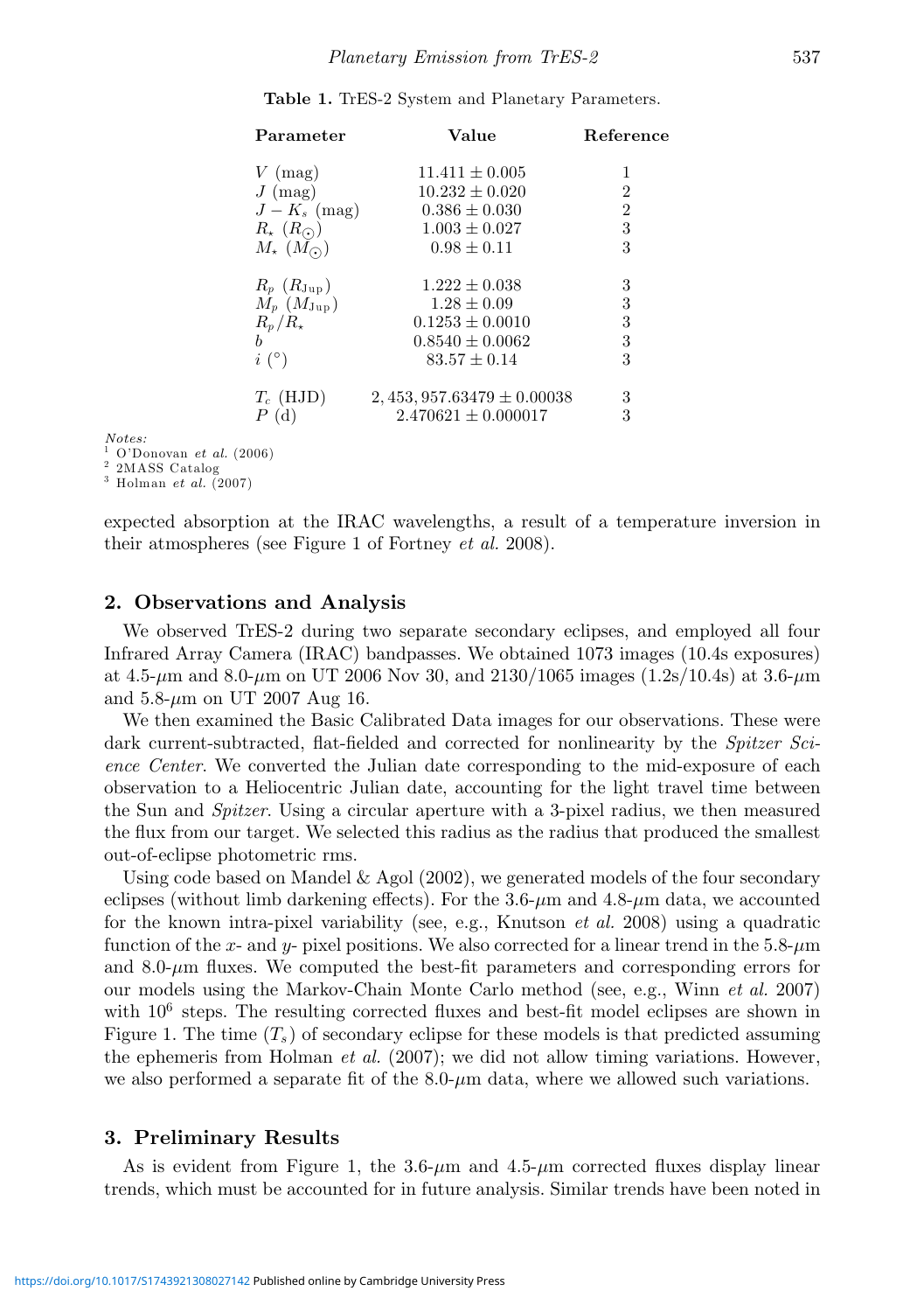**Table 1.** TrES-2 System and Planetary Parameters.

| Parameter | Value | Reference |
|---|---|---|
| $V$ (mag) | $11.411 \pm 0.005$ | 1 |
| $J$ (mag) | $10.232 \pm 0.020$ | 2 |
| $J - K_s$ (mag) | $0.386 \pm 0.030$ | 2 |
| $R_\star$ ($R_\odot$) | $1.003 \pm 0.027$ | 3 |
| $M_\star$ ($M_\odot$) | $0.98 \pm 0.11$ | 3 |
| $R_p$ ($R_{\rm Jup}$) | $1.222 \pm 0.038$ | 3 |
| $M_p$ ($M_{\rm Jup}$) | $1.28 \pm 0.09$ | 3 |
| $R_p/R_\star$ | $0.1253 \pm 0.0010$ | 3 |
| $b$ | $0.8540 \pm 0.0062$ | 3 |
| $i$ (°) | $83.57 \pm 0.14$ | 3 |
| $T_c$ (HJD) | $2,453,957.63479 \pm 0.00038$ | 3 |
| $P$ (d) | $2.470621 \pm 0.000017$ | 3 |

*Notes:*
[1] O'Donovan *et al.* (2006)
[2] 2MASS Catalog
[3] Holman *et al.* (2007)

expected absorption at the IRAC wavelengths, a result of a temperature inversion in their atmospheres (see Figure 1 of Fortney *et al.* 2008).

## 2. Observations and Analysis

We observed TrES-2 during two separate secondary eclipses, and employed all four Infrared Array Camera (IRAC) bandpasses. We obtained 1073 images (10.4s exposures) at 4.5-$\mu$m and 8.0-$\mu$m on UT 2006 Nov 30, and 2130/1065 images (1.2s/10.4s) at 3.6-$\mu$m and 5.8-$\mu$m on UT 2007 Aug 16.

We then examined the Basic Calibrated Data images for our observations. These were dark current-subtracted, flat-fielded and corrected for nonlinearity by the *Spitzer Science Center*. We converted the Julian date corresponding to the mid-exposure of each observation to a Heliocentric Julian date, accounting for the light travel time between the Sun and *Spitzer*. Using a circular aperture with a 3-pixel radius, we then measured the flux from our target. We selected this radius as the radius that produced the smallest out-of-eclipse photometric rms.

Using code based on Mandel & Agol (2002), we generated models of the four secondary eclipses (without limb darkening effects). For the 3.6-$\mu$m and 4.8-$\mu$m data, we accounted for the known intra-pixel variability (see, e.g., Knutson *et al.* 2008) using a quadratic function of the $x$- and $y$- pixel positions. We also corrected for a linear trend in the 5.8-$\mu$m and 8.0-$\mu$m fluxes. We computed the best-fit parameters and corresponding errors for our models using the Markov-Chain Monte Carlo method (see, e.g., Winn *et al.* 2007) with $10^6$ steps. The resulting corrected fluxes and best-fit model eclipses are shown in Figure 1. The time ($T_s$) of secondary eclipse for these models is that predicted assuming the ephemeris from Holman *et al.* (2007); we did not allow timing variations. However, we also performed a separate fit of the 8.0-$\mu$m data, where we allowed such variations.

## 3. Preliminary Results

As is evident from Figure 1, the 3.6-$\mu$m and 4.5-$\mu$m corrected fluxes display linear trends, which must be accounted for in future analysis. Similar trends have been noted in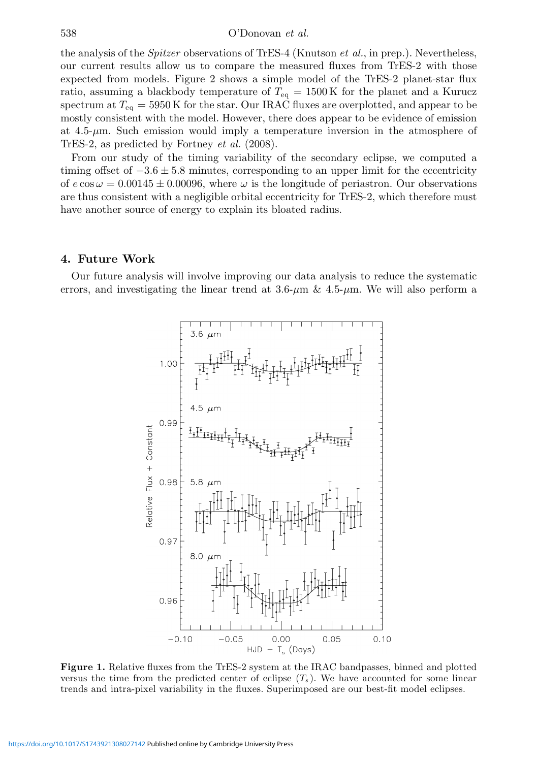the analysis of the *Spitzer* observations of TrES-4 (Knutson *et al.*, in prep.). Nevertheless, our current results allow us to compare the measured fluxes from TrES-2 with those expected from models. Figure 2 shows a simple model of the TrES-2 planet-star flux ratio, assuming a blackbody temperature of $T_{\rm eq} = 1500\,{\rm K}$ for the planet and a Kurucz spectrum at $T_{\rm eq} = 5950\,{\rm K}$ for the star. Our IRAC fluxes are overplotted, and appear to be mostly consistent with the model. However, there does appear to be evidence of emission at 4.5-$\mu$m. Such emission would imply a temperature inversion in the atmosphere of TrES-2, as predicted by Fortney *et al.* (2008).

From our study of the timing variability of the secondary eclipse, we computed a timing offset of $-3.6 \pm 5.8$ minutes, corresponding to an upper limit for the eccentricity of $e \cos \omega = 0.00145 \pm 0.00096$, where $\omega$ is the longitude of periastron. Our observations are thus consistent with a negligible orbital eccentricity for TrES-2, which therefore must have another source of energy to explain its bloated radius.

## 4. Future Work

Our future analysis will involve improving our data analysis to reduce the systematic errors, and investigating the linear trend at 3.6-$\mu$m & 4.5-$\mu$m. We will also perform a

**Figure 1.** Relative fluxes from the TrES-2 system at the IRAC bandpasses, binned and plotted versus the time from the predicted center of eclipse ($T_s$). We have accounted for some linear trends and intra-pixel variability in the fluxes. Superimposed are our best-fit model eclipses.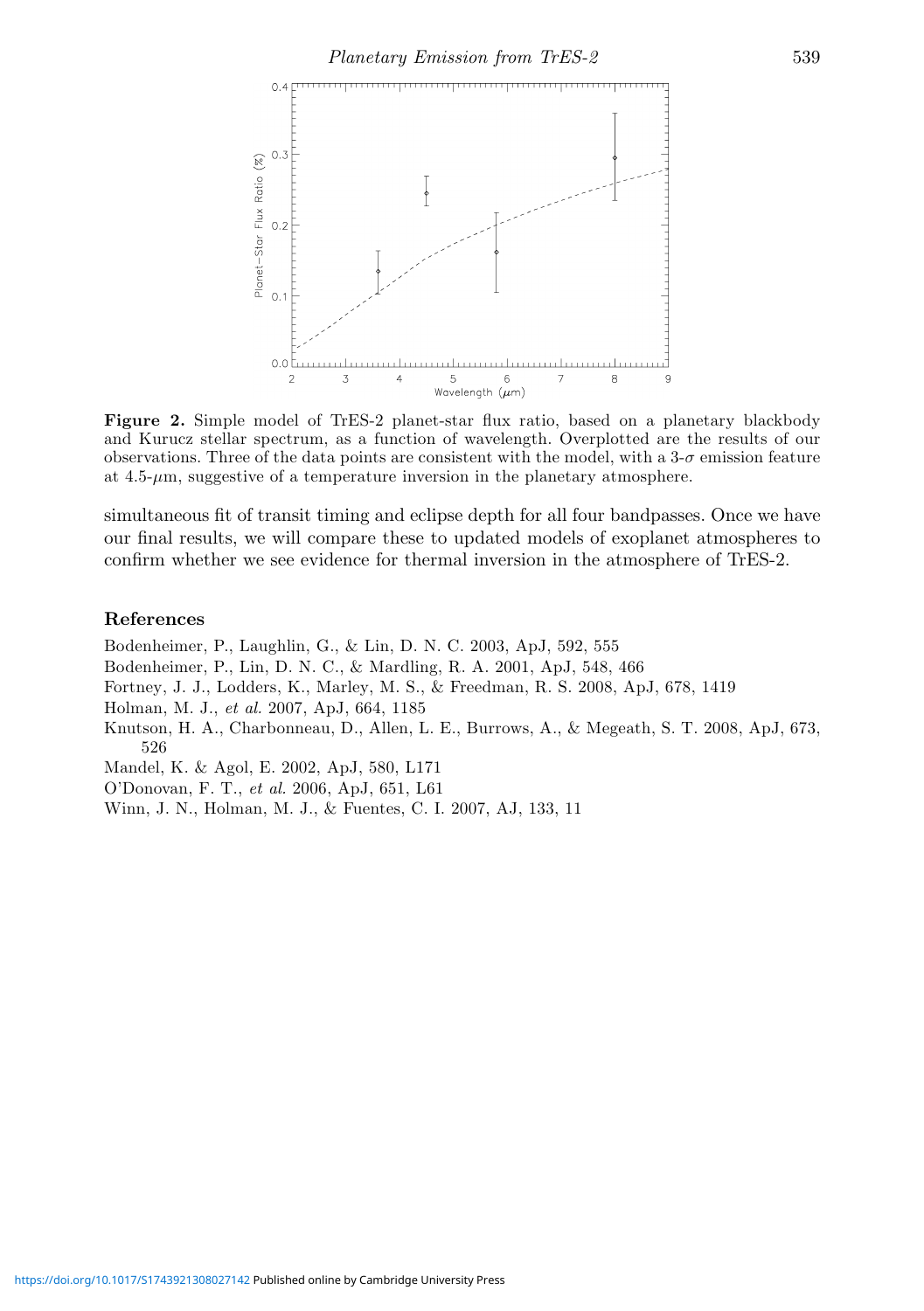0.4
0.3
0.2
0.1
0.0
Planet−Star Flux Ratio (%)
2 3 4 5 6 7 8 9
Wavelength ($\mu$m)

**Figure 2.** Simple model of TrES-2 planet-star flux ratio, based on a planetary blackbody and Kurucz stellar spectrum, as a function of wavelength. Overplotted are the results of our observations. Three of the data points are consistent with the model, with a 3-$\sigma$ emission feature at 4.5-$\mu$m, suggestive of a temperature inversion in the planetary atmosphere.

simultaneous fit of transit timing and eclipse depth for all four bandpasses. Once we have our final results, we will compare these to updated models of exoplanet atmospheres to confirm whether we see evidence for thermal inversion in the atmosphere of TrES-2.

## References

Bodenheimer, P., Laughlin, G., & Lin, D. N. C. 2003, ApJ, 592, 555

Bodenheimer, P., Lin, D. N. C., & Mardling, R. A. 2001, ApJ, 548, 466

Fortney, J. J., Lodders, K., Marley, M. S., & Freedman, R. S. 2008, ApJ, 678, 1419

Holman, M. J., *et al.* 2007, ApJ, 664, 1185

Knutson, H. A., Charbonneau, D., Allen, L. E., Burrows, A., & Megeath, S. T. 2008, ApJ, 673, 526

Mandel, K. & Agol, E. 2002, ApJ, 580, L171

O'Donovan, F. T., *et al.* 2006, ApJ, 651, L61

Winn, J. N., Holman, M. J., & Fuentes, C. I. 2007, AJ, 133, 11